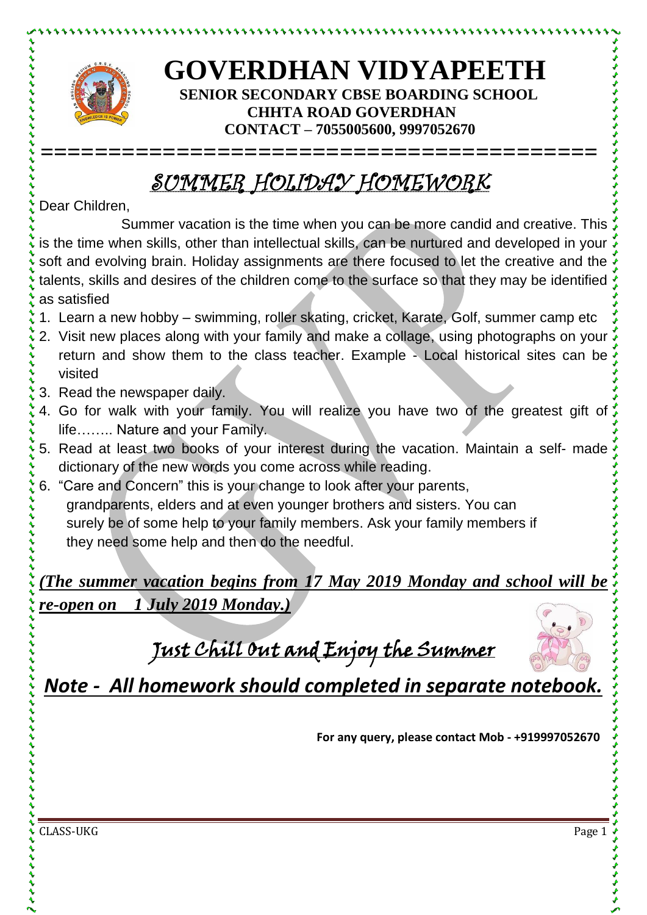# GOVERDHAN VIDYAPEETH

**SENIOR SECONDARY CBSE BOARDING SCHOOL**
**CHHTA ROAD GOVERDHAN**
**CONTACT – 7055005600, 9997052670**

## SUMMER HOLIDAY HOMEWORK

Dear Children,

Summer vacation is the time when you can be more candid and creative. This is the time when skills, other than intellectual skills, can be nurtured and developed in your soft and evolving brain. Holiday assignments are there focused to let the creative and the talents, skills and desires of the children come to the surface so that they may be identified as satisfied

1. Learn a new hobby – swimming, roller skating, cricket, Karate, Golf, summer camp etc
2. Visit new places along with your family and make a collage, using photographs on your return and show them to the class teacher. Example - Local historical sites can be visited
3. Read the newspaper daily.
4. Go for walk with your family. You will realize you have two of the greatest gift of life…….. Nature and your Family.
5. Read at least two books of your interest during the vacation. Maintain a self- made dictionary of the new words you come across while reading.
6. "Care and Concern" this is your change to look after your parents, grandparents, elders and at even younger brothers and sisters. You can surely be of some help to your family members. Ask your family members if they need some help and then do the needful.

***(The summer vacation begins from 17 May 2019 Monday and school will be re-open on 1 July 2019 Monday.)***

## Just Chill Out and Enjoy the Summer

***Note - All homework should completed in separate notebook.***

**For any query, please contact Mob - +919997052670**

CLASS-UKG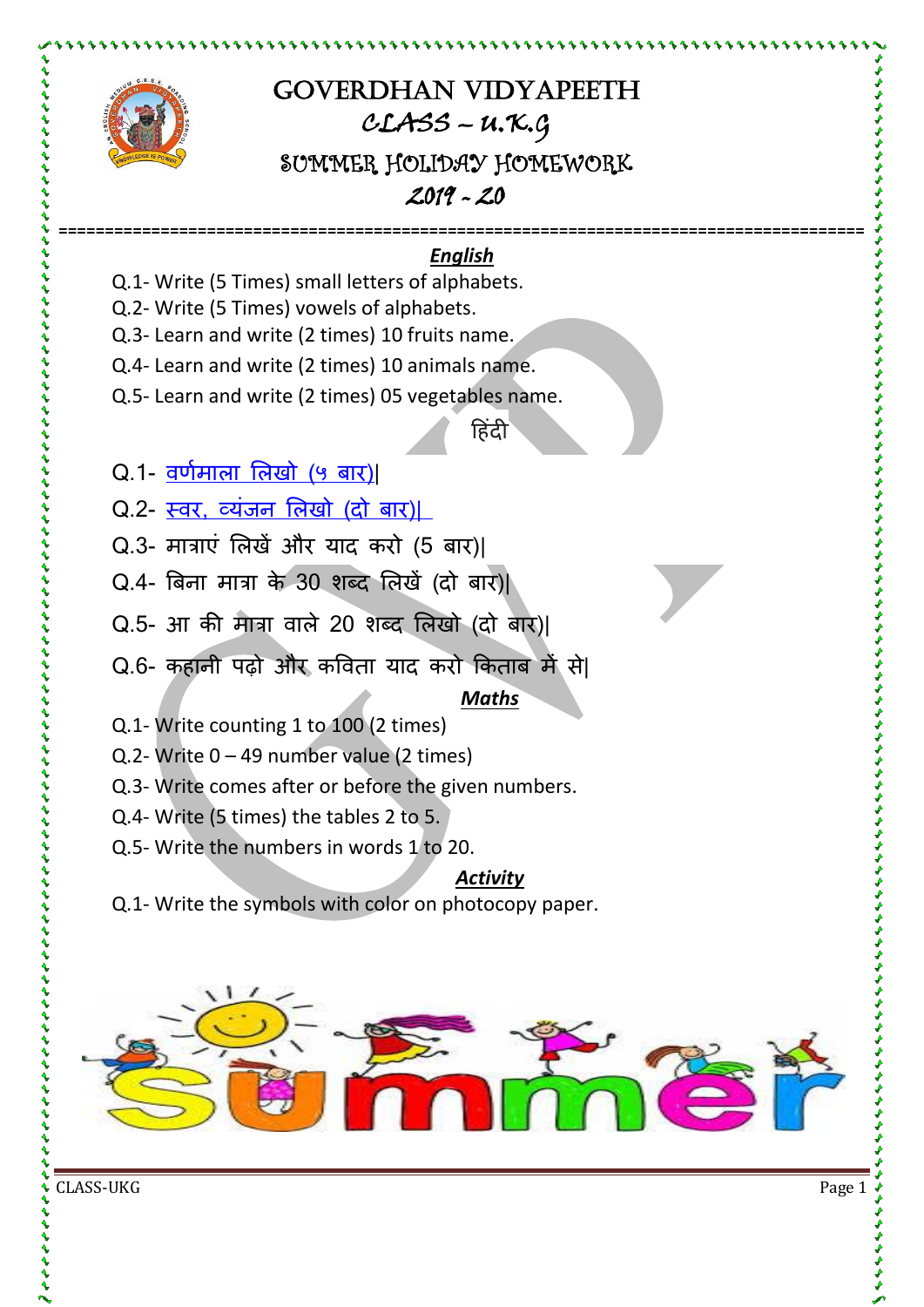# GOVERDHAN VIDYAPEETH

## CLASS – U.K.G

## SUMMER HOLIDAY HOMEWORK

## 2019 - 20

### *English*

Q.1- Write (5 Times) small letters of alphabets.
Q.2- Write (5 Times) vowels of alphabets.
Q.3- Learn and write (2 times) 10 fruits name.
Q.4- Learn and write (2 times) 10 animals name.
Q.5- Learn and write (2 times) 05 vegetables name.

### हिंदी

Q.1- वर्णमाला लिखो (५ बार)|
Q.2- स्वर, व्यंजन लिखो (दो बार)|
Q.3- मात्राएं लिखें और याद करो (5 बार)|
Q.4- बिना मात्रा के 30 शब्द लिखें (दो बार)|
Q.5- आ की मात्रा वाले 20 शब्द लिखो (दो बार)|
Q.6- कहानी पढ़ो और कविता याद करो किताब में से|

### *Maths*

Q.1- Write counting 1 to 100 (2 times)
Q.2- Write 0 – 49 number value (2 times)
Q.3- Write comes after or before the given numbers.
Q.4- Write (5 times) the tables 2 to 5.
Q.5- Write the numbers in words 1 to 20.

### *Activity*

Q.1- Write the symbols with color on photocopy paper.